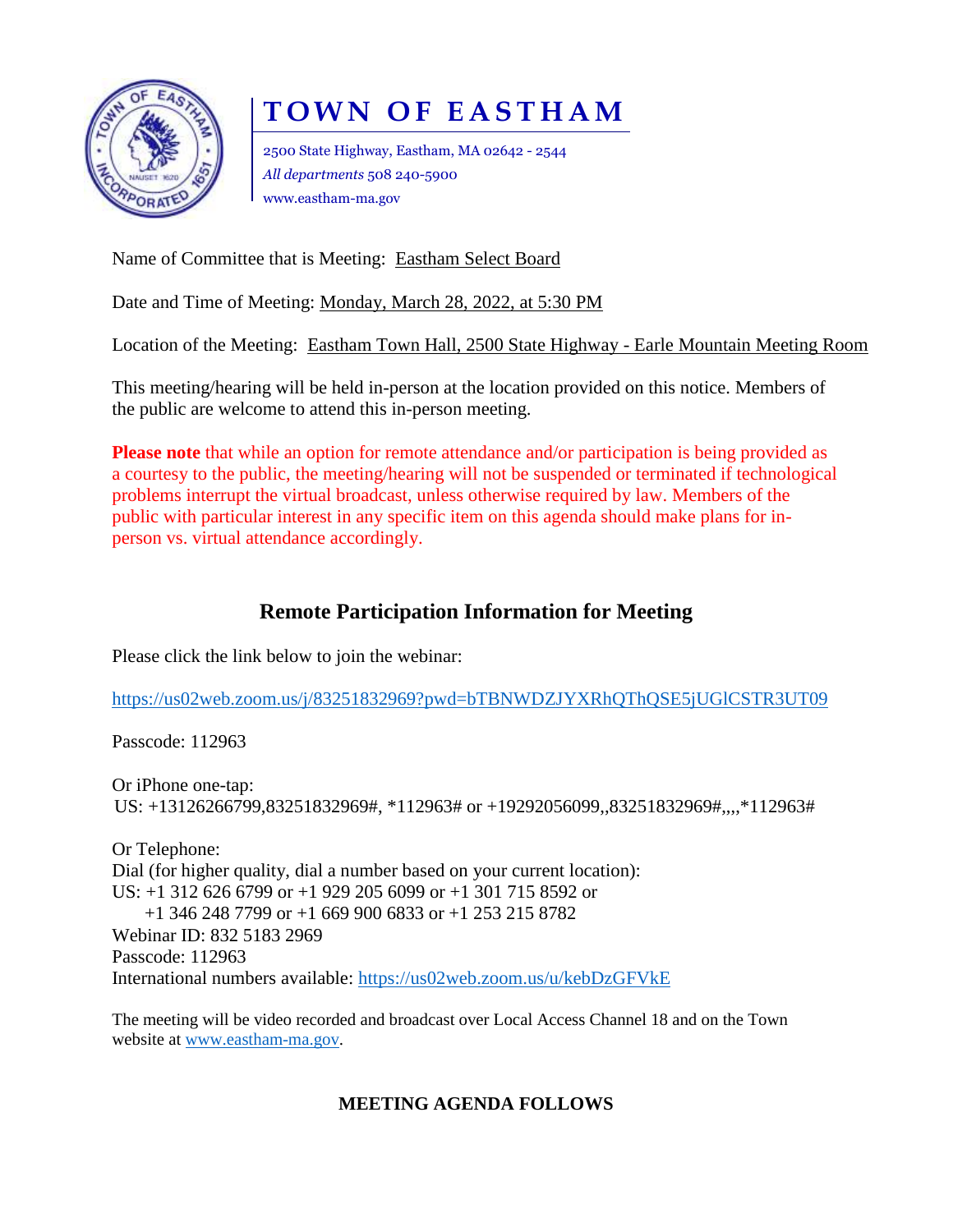# TOWN OF EASTHAM

2500 State Highway, Eastham, MA 02642 - 2544
*All departments* 508 240-5900
www.eastham-ma.gov

Name of Committee that is Meeting: Eastham Select Board

Date and Time of Meeting: Monday, March 28, 2022, at 5:30 PM

Location of the Meeting: Eastham Town Hall, 2500 State Highway - Earle Mountain Meeting Room

This meeting/hearing will be held in-person at the location provided on this notice. Members of the public are welcome to attend this in-person meeting.

**Please note** that while an option for remote attendance and/or participation is being provided as a courtesy to the public, the meeting/hearing will not be suspended or terminated if technological problems interrupt the virtual broadcast, unless otherwise required by law. Members of the public with particular interest in any specific item on this agenda should make plans for in-person vs. virtual attendance accordingly.

## Remote Participation Information for Meeting

Please click the link below to join the webinar:

https://us02web.zoom.us/j/83251832969?pwd=bTBNWDZJYXRhQThQSE5jUGlCSTR3UT09

Passcode: 112963

Or iPhone one-tap:
US: +13126266799,83251832969#, *112963# or +19292056099,,83251832969#,,,,*112963#

Or Telephone:
Dial (for higher quality, dial a number based on your current location):
US: +1 312 626 6799 or +1 929 205 6099 or +1 301 715 8592 or
+1 346 248 7799 or +1 669 900 6833 or +1 253 215 8782
Webinar ID: 832 5183 2969
Passcode: 112963
International numbers available: https://us02web.zoom.us/u/kebDzGFVkE

The meeting will be video recorded and broadcast over Local Access Channel 18 and on the Town website at www.eastham-ma.gov.

**MEETING AGENDA FOLLOWS**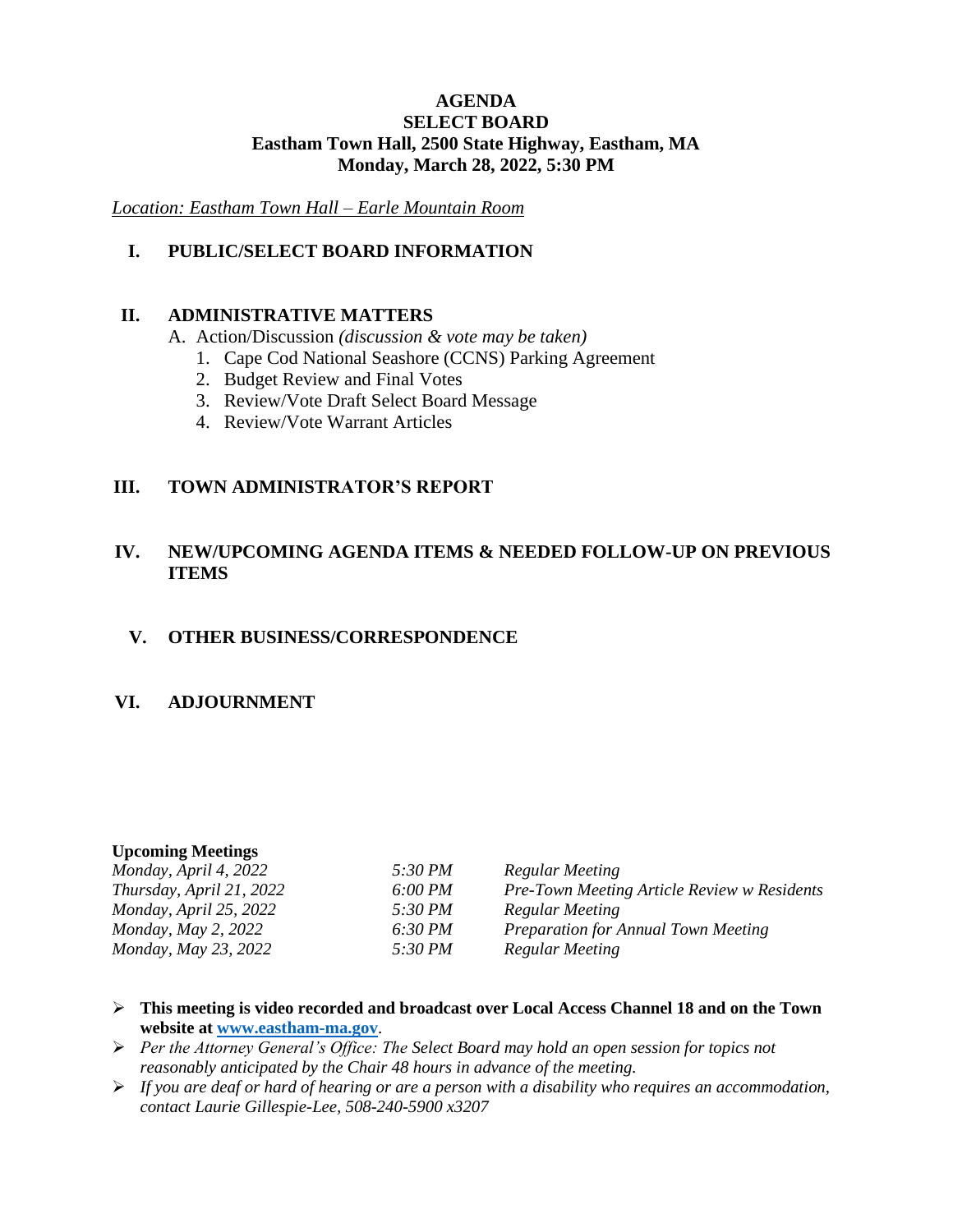# AGENDA
## SELECT BOARD
## Eastham Town Hall, 2500 State Highway, Eastham, MA
## Monday, March 28, 2022, 5:30 PM

*Location: Eastham Town Hall – Earle Mountain Room*

## I. PUBLIC/SELECT BOARD INFORMATION

## II. ADMINISTRATIVE MATTERS

A. Action/Discussion *(discussion & vote may be taken)*
   1. Cape Cod National Seashore (CCNS) Parking Agreement
   2. Budget Review and Final Votes
   3. Review/Vote Draft Select Board Message
   4. Review/Vote Warrant Articles

## III. TOWN ADMINISTRATOR'S REPORT

## IV. NEW/UPCOMING AGENDA ITEMS & NEEDED FOLLOW-UP ON PREVIOUS ITEMS

## V. OTHER BUSINESS/CORRESPONDENCE

## VI. ADJOURNMENT

**Upcoming Meetings**

| | | |
|---|---|---|
| *Monday, April 4, 2022* | *5:30 PM* | *Regular Meeting* |
| *Thursday, April 21, 2022* | *6:00 PM* | *Pre-Town Meeting Article Review w Residents* |
| *Monday, April 25, 2022* | *5:30 PM* | *Regular Meeting* |
| *Monday, May 2, 2022* | *6:30 PM* | *Preparation for Annual Town Meeting* |
| *Monday, May 23, 2022* | *5:30 PM* | *Regular Meeting* |

- **This meeting is video recorded and broadcast over Local Access Channel 18 and on the Town website at [www.eastham-ma.gov](http://www.eastham-ma.gov).**
- *Per the Attorney General's Office: The Select Board may hold an open session for topics not reasonably anticipated by the Chair 48 hours in advance of the meeting.*
- *If you are deaf or hard of hearing or are a person with a disability who requires an accommodation, contact Laurie Gillespie-Lee, 508-240-5900 x3207*